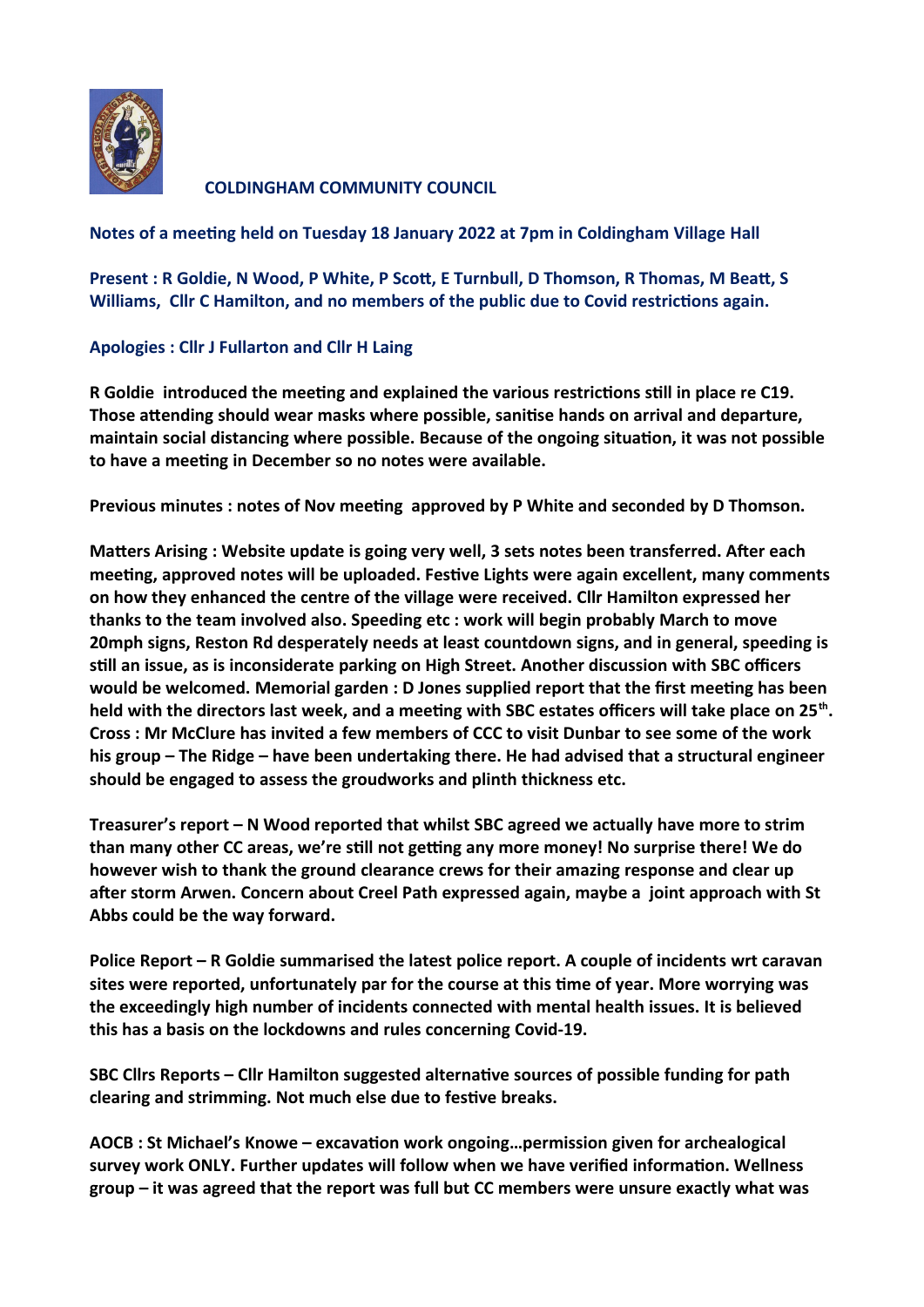# COLDINGHAM COMMUNITY COUNCIL

**Notes of a meeting held on Tuesday 18 January 2022 at 7pm in Coldingham Village Hall**

**Present : R Goldie, N Wood, P White, P Scott, E Turnbull, D Thomson, R Thomas, M Beatt, S Williams, Cllr C Hamilton, and no members of the public due to Covid restrictions again.**

**Apologies : Cllr J Fullarton and Cllr H Laing**

**R Goldie introduced the meeting and explained the various restrictions still in place re C19. Those attending should wear masks where possible, sanitise hands on arrival and departure, maintain social distancing where possible. Because of the ongoing situation, it was not possible to have a meeting in December so no notes were available.**

**Previous minutes : notes of Nov meeting approved by P White and seconded by D Thomson.**

**Matters Arising : Website update is going very well, 3 sets notes been transferred. After each meeting, approved notes will be uploaded. Festive Lights were again excellent, many comments on how they enhanced the centre of the village were received. Cllr Hamilton expressed her thanks to the team involved also. Speeding etc : work will begin probably March to move 20mph signs, Reston Rd desperately needs at least countdown signs, and in general, speeding is still an issue, as is inconsiderate parking on High Street. Another discussion with SBC officers would be welcomed. Memorial garden : D Jones supplied report that the first meeting has been held with the directors last week, and a meeting with SBC estates officers will take place on 25th. Cross : Mr McClure has invited a few members of CCC to visit Dunbar to see some of the work his group – The Ridge – have been undertaking there. He had advised that a structural engineer should be engaged to assess the groudworks and plinth thickness etc.**

**Treasurer's report – N Wood reported that whilst SBC agreed we actually have more to strim than many other CC areas, we're still not getting any more money! No surprise there! We do however wish to thank the ground clearance crews for their amazing response and clear up after storm Arwen. Concern about Creel Path expressed again, maybe a joint approach with St Abbs could be the way forward.**

**Police Report – R Goldie summarised the latest police report. A couple of incidents wrt caravan sites were reported, unfortunately par for the course at this time of year. More worrying was the exceedingly high number of incidents connected with mental health issues. It is believed this has a basis on the lockdowns and rules concerning Covid-19.**

**SBC Cllrs Reports – Cllr Hamilton suggested alternative sources of possible funding for path clearing and strimming. Not much else due to festive breaks.**

**AOCB : St Michael's Knowe – excavation work ongoing…permission given for archealogical survey work ONLY. Further updates will follow when we have verified information. Wellness group – it was agreed that the report was full but CC members were unsure exactly what was**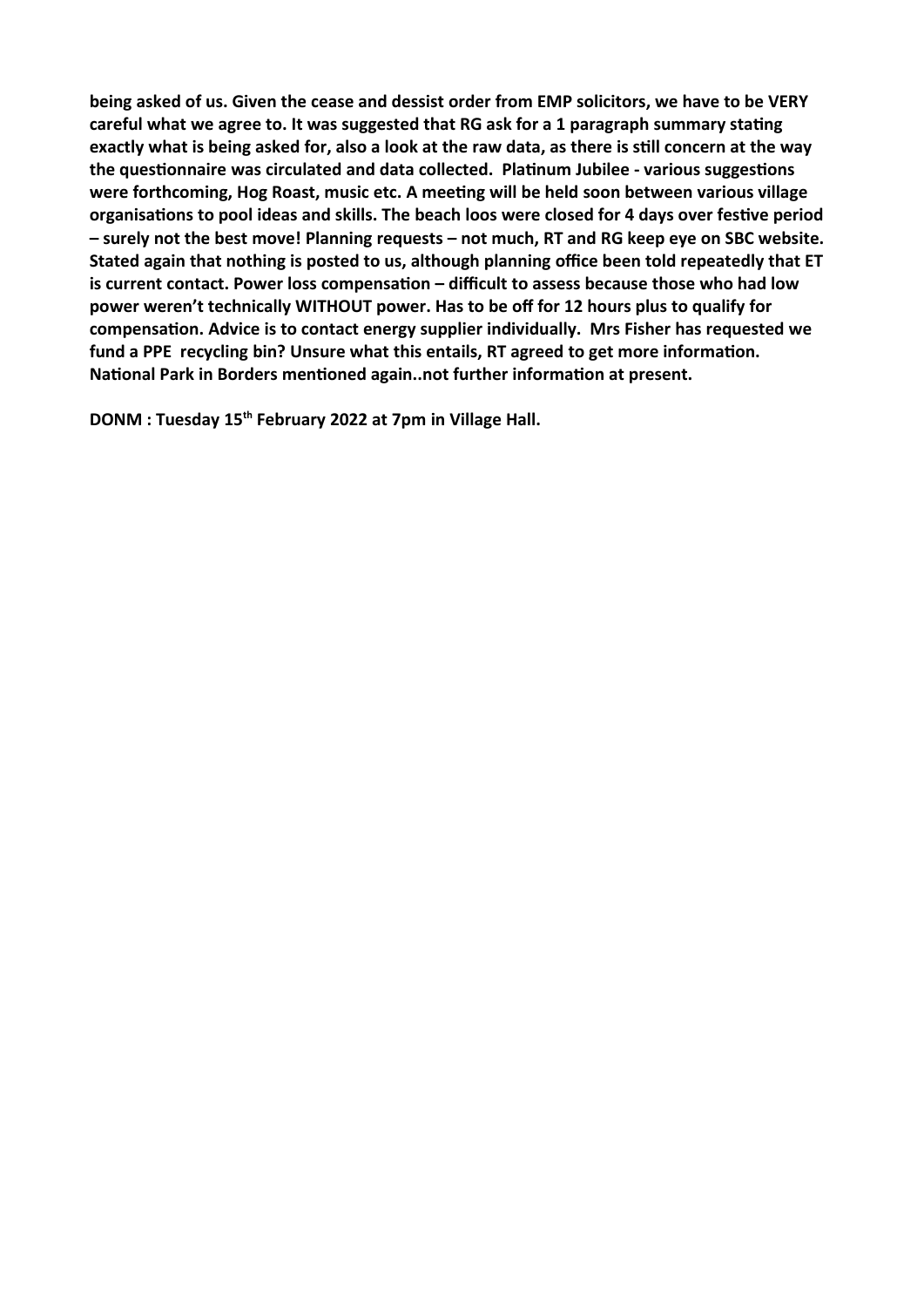**being asked of us. Given the cease and dessist order from EMP solicitors, we have to be VERY careful what we agree to. It was suggested that RG ask for a 1 paragraph summary stating exactly what is being asked for, also a look at the raw data, as there is still concern at the way the questionnaire was circulated and data collected. Platinum Jubilee - various suggestions were forthcoming, Hog Roast, music etc. A meeting will be held soon between various village organisations to pool ideas and skills. The beach loos were closed for 4 days over festive period – surely not the best move! Planning requests – not much, RT and RG keep eye on SBC website. Stated again that nothing is posted to us, although planning office been told repeatedly that ET is current contact. Power loss compensation – difficult to assess because those who had low power weren't technically WITHOUT power. Has to be off for 12 hours plus to qualify for compensation. Advice is to contact energy supplier individually. Mrs Fisher has requested we fund a PPE recycling bin? Unsure what this entails, RT agreed to get more information. National Park in Borders mentioned again..not further information at present.**

**DONM : Tuesday 15th February 2022 at 7pm in Village Hall.**